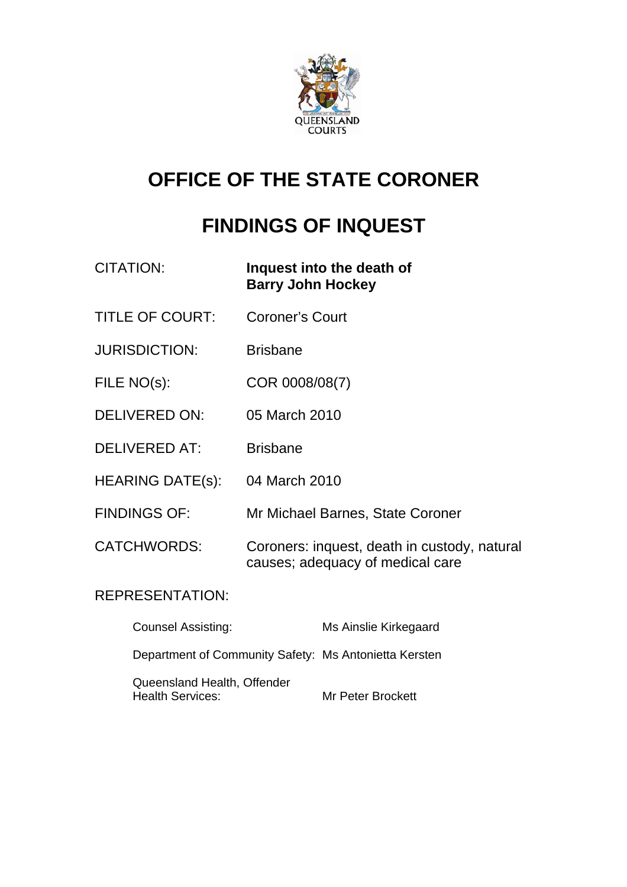QUEENSLAND COURTS

# OFFICE OF THE STATE CORONER

# FINDINGS OF INQUEST

| | |
|---|---|
| CITATION: | **Inquest into the death of Barry John Hockey** |
| TITLE OF COURT: | Coroner's Court |
| JURISDICTION: | Brisbane |
| FILE NO(s): | COR 0008/08(7) |
| DELIVERED ON: | 05 March 2010 |
| DELIVERED AT: | Brisbane |
| HEARING DATE(s): | 04 March 2010 |
| FINDINGS OF: | Mr Michael Barnes, State Coroner |
| CATCHWORDS: | Coroners: inquest, death in custody, natural causes; adequacy of medical care |

REPRESENTATION:

| | |
|---|---|
| Counsel Assisting: | Ms Ainslie Kirkegaard |
| Department of Community Safety: | Ms Antonietta Kersten |
| Queensland Health, Offender Health Services: | Mr Peter Brockett |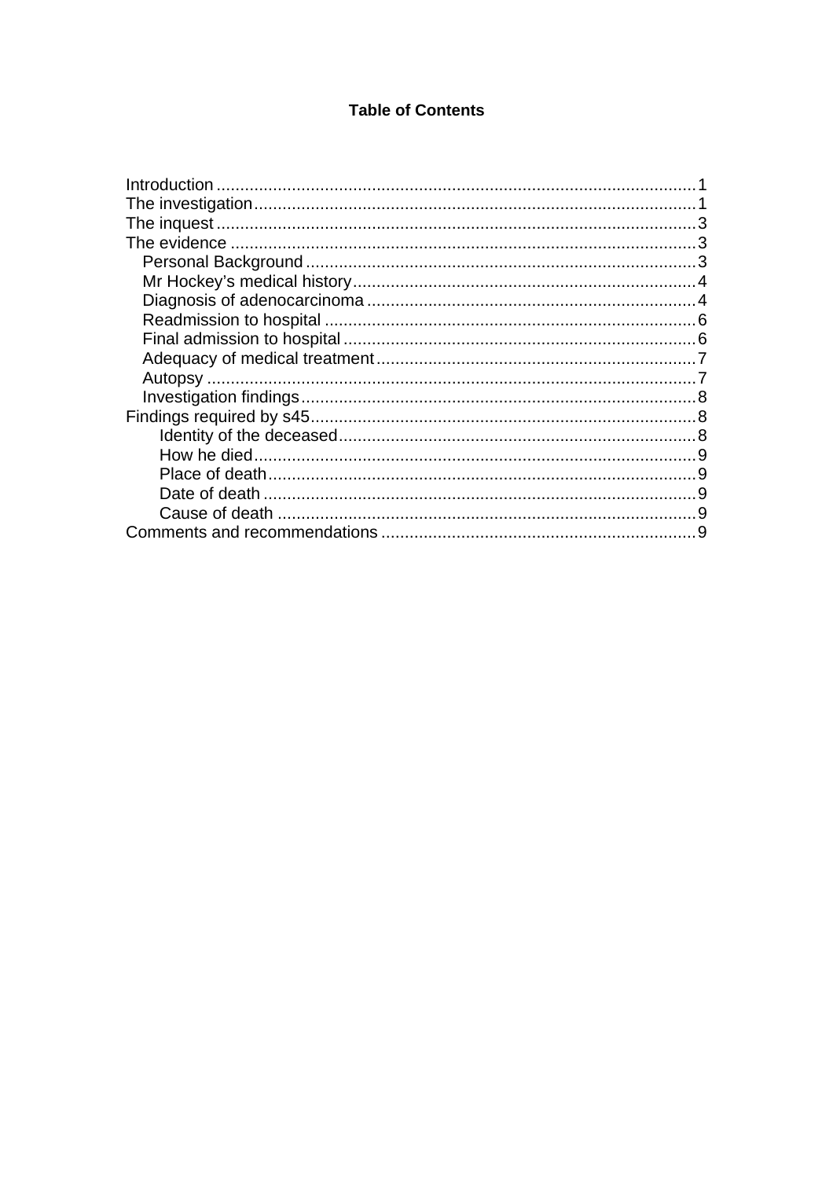**Table of Contents**

Introduction ........................................................................................................1
The investigation..................................................................................................1
The inquest .........................................................................................................3
The evidence .......................................................................................................3
- Personal Background ......................................................................................3
- Mr Hockey's medical history............................................................................4
- Diagnosis of adenocarcinoma ..........................................................................4
- Readmission to hospital ..................................................................................6
- Final admission to hospital ..............................................................................6
- Adequacy of medical treatment.......................................................................7
- Autopsy ..........................................................................................................7
- Investigation findings.......................................................................................8

Findings required by s45......................................................................................8
- Identity of the deceased................................................................................8
- How he died.................................................................................................9
- Place of death...............................................................................................9
- Date of death ...............................................................................................9
- Cause of death .............................................................................................9

Comments and recommendations .......................................................................9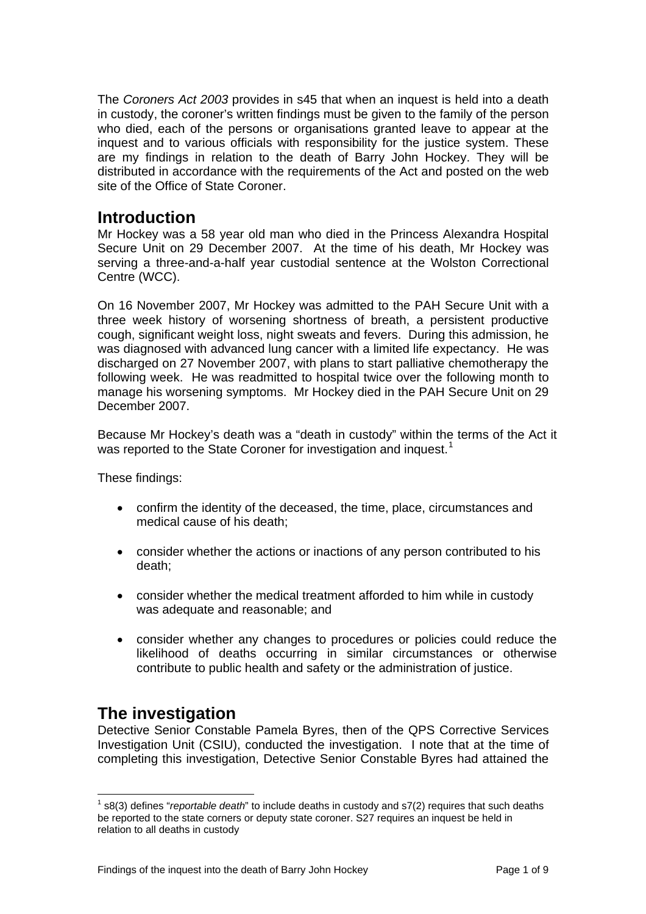The *Coroners Act 2003* provides in s45 that when an inquest is held into a death in custody, the coroner's written findings must be given to the family of the person who died, each of the persons or organisations granted leave to appear at the inquest and to various officials with responsibility for the justice system. These are my findings in relation to the death of Barry John Hockey. They will be distributed in accordance with the requirements of the Act and posted on the web site of the Office of State Coroner.

## Introduction

Mr Hockey was a 58 year old man who died in the Princess Alexandra Hospital Secure Unit on 29 December 2007. At the time of his death, Mr Hockey was serving a three-and-a-half year custodial sentence at the Wolston Correctional Centre (WCC).

On 16 November 2007, Mr Hockey was admitted to the PAH Secure Unit with a three week history of worsening shortness of breath, a persistent productive cough, significant weight loss, night sweats and fevers. During this admission, he was diagnosed with advanced lung cancer with a limited life expectancy. He was discharged on 27 November 2007, with plans to start palliative chemotherapy the following week. He was readmitted to hospital twice over the following month to manage his worsening symptoms. Mr Hockey died in the PAH Secure Unit on 29 December 2007.

Because Mr Hockey's death was a "death in custody" within the terms of the Act it was reported to the State Coroner for investigation and inquest.[1]

These findings:

- confirm the identity of the deceased, the time, place, circumstances and medical cause of his death;
- consider whether the actions or inactions of any person contributed to his death;
- consider whether the medical treatment afforded to him while in custody was adequate and reasonable; and
- consider whether any changes to procedures or policies could reduce the likelihood of deaths occurring in similar circumstances or otherwise contribute to public health and safety or the administration of justice.

## The investigation

Detective Senior Constable Pamela Byres, then of the QPS Corrective Services Investigation Unit (CSIU), conducted the investigation. I note that at the time of completing this investigation, Detective Senior Constable Byres had attained the

[1] s8(3) defines "*reportable death*" to include deaths in custody and s7(2) requires that such deaths be reported to the state corners or deputy state coroner. S27 requires an inquest be held in relation to all deaths in custody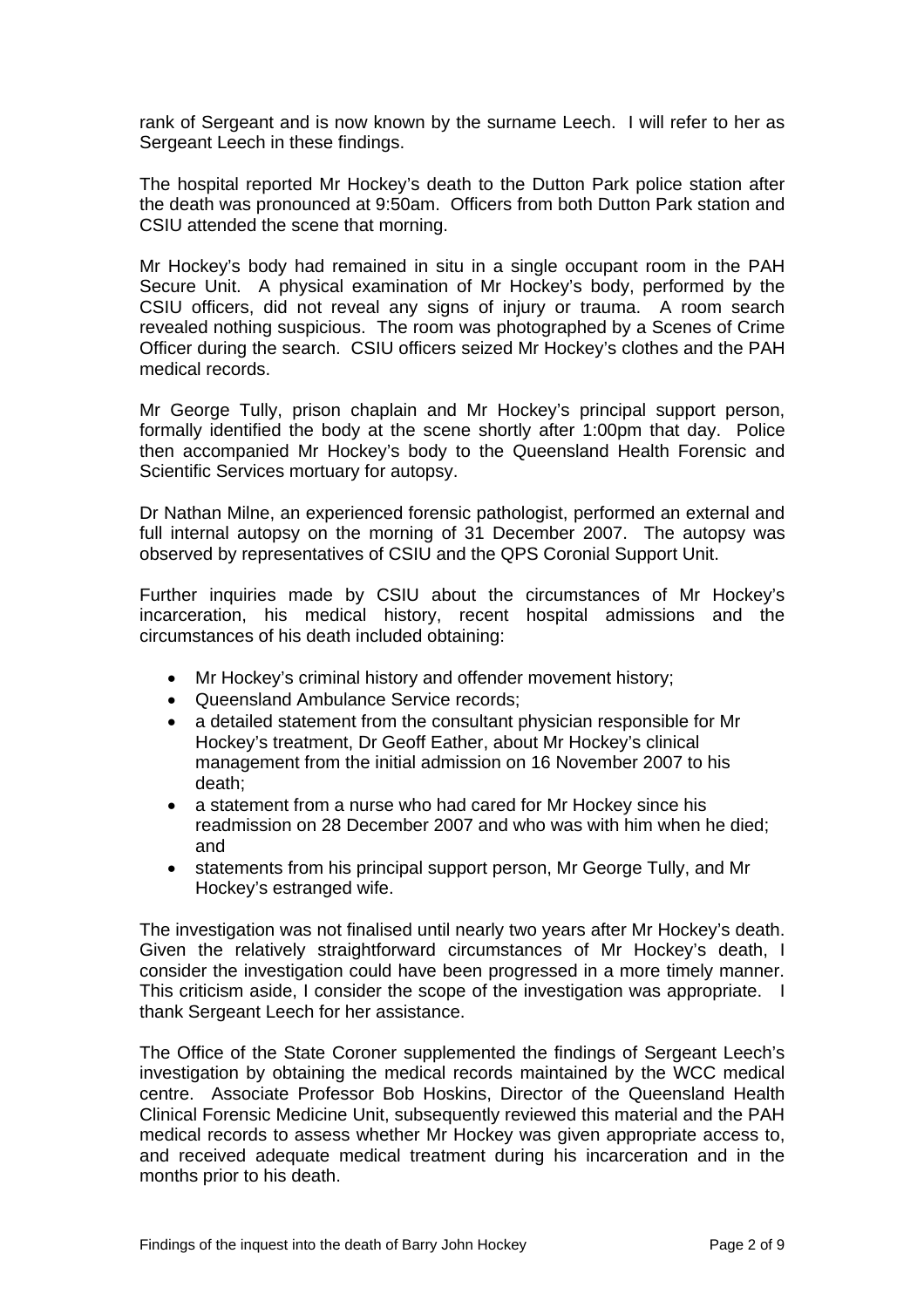rank of Sergeant and is now known by the surname Leech. I will refer to her as Sergeant Leech in these findings.

The hospital reported Mr Hockey's death to the Dutton Park police station after the death was pronounced at 9:50am. Officers from both Dutton Park station and CSIU attended the scene that morning.

Mr Hockey's body had remained in situ in a single occupant room in the PAH Secure Unit. A physical examination of Mr Hockey's body, performed by the CSIU officers, did not reveal any signs of injury or trauma. A room search revealed nothing suspicious. The room was photographed by a Scenes of Crime Officer during the search. CSIU officers seized Mr Hockey's clothes and the PAH medical records.

Mr George Tully, prison chaplain and Mr Hockey's principal support person, formally identified the body at the scene shortly after 1:00pm that day. Police then accompanied Mr Hockey's body to the Queensland Health Forensic and Scientific Services mortuary for autopsy.

Dr Nathan Milne, an experienced forensic pathologist, performed an external and full internal autopsy on the morning of 31 December 2007. The autopsy was observed by representatives of CSIU and the QPS Coronial Support Unit.

Further inquiries made by CSIU about the circumstances of Mr Hockey's incarceration, his medical history, recent hospital admissions and the circumstances of his death included obtaining:

- Mr Hockey's criminal history and offender movement history;
- Queensland Ambulance Service records;
- a detailed statement from the consultant physician responsible for Mr Hockey's treatment, Dr Geoff Eather, about Mr Hockey's clinical management from the initial admission on 16 November 2007 to his death;
- a statement from a nurse who had cared for Mr Hockey since his readmission on 28 December 2007 and who was with him when he died; and
- statements from his principal support person, Mr George Tully, and Mr Hockey's estranged wife.

The investigation was not finalised until nearly two years after Mr Hockey's death. Given the relatively straightforward circumstances of Mr Hockey's death, I consider the investigation could have been progressed in a more timely manner. This criticism aside, I consider the scope of the investigation was appropriate. I thank Sergeant Leech for her assistance.

The Office of the State Coroner supplemented the findings of Sergeant Leech's investigation by obtaining the medical records maintained by the WCC medical centre. Associate Professor Bob Hoskins, Director of the Queensland Health Clinical Forensic Medicine Unit, subsequently reviewed this material and the PAH medical records to assess whether Mr Hockey was given appropriate access to, and received adequate medical treatment during his incarceration and in the months prior to his death.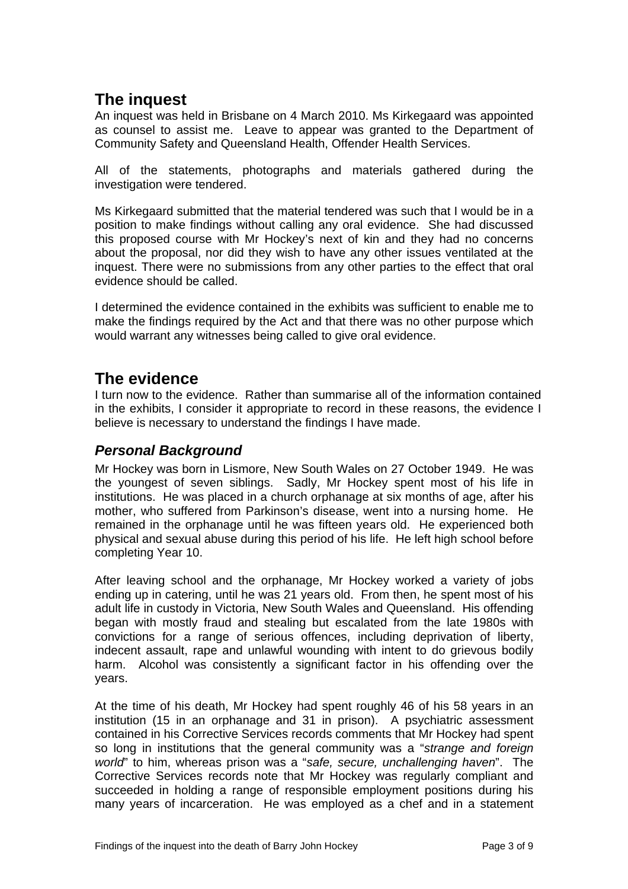## The inquest

An inquest was held in Brisbane on 4 March 2010. Ms Kirkegaard was appointed as counsel to assist me. Leave to appear was granted to the Department of Community Safety and Queensland Health, Offender Health Services.

All of the statements, photographs and materials gathered during the investigation were tendered.

Ms Kirkegaard submitted that the material tendered was such that I would be in a position to make findings without calling any oral evidence. She had discussed this proposed course with Mr Hockey's next of kin and they had no concerns about the proposal, nor did they wish to have any other issues ventilated at the inquest. There were no submissions from any other parties to the effect that oral evidence should be called.

I determined the evidence contained in the exhibits was sufficient to enable me to make the findings required by the Act and that there was no other purpose which would warrant any witnesses being called to give oral evidence.

## The evidence

I turn now to the evidence. Rather than summarise all of the information contained in the exhibits, I consider it appropriate to record in these reasons, the evidence I believe is necessary to understand the findings I have made.

### *Personal Background*

Mr Hockey was born in Lismore, New South Wales on 27 October 1949. He was the youngest of seven siblings. Sadly, Mr Hockey spent most of his life in institutions. He was placed in a church orphanage at six months of age, after his mother, who suffered from Parkinson's disease, went into a nursing home. He remained in the orphanage until he was fifteen years old. He experienced both physical and sexual abuse during this period of his life. He left high school before completing Year 10.

After leaving school and the orphanage, Mr Hockey worked a variety of jobs ending up in catering, until he was 21 years old. From then, he spent most of his adult life in custody in Victoria, New South Wales and Queensland. His offending began with mostly fraud and stealing but escalated from the late 1980s with convictions for a range of serious offences, including deprivation of liberty, indecent assault, rape and unlawful wounding with intent to do grievous bodily harm. Alcohol was consistently a significant factor in his offending over the years.

At the time of his death, Mr Hockey had spent roughly 46 of his 58 years in an institution (15 in an orphanage and 31 in prison). A psychiatric assessment contained in his Corrective Services records comments that Mr Hockey had spent so long in institutions that the general community was a "*strange and foreign world*" to him, whereas prison was a "*safe, secure, unchallenging haven*". The Corrective Services records note that Mr Hockey was regularly compliant and succeeded in holding a range of responsible employment positions during his many years of incarceration. He was employed as a chef and in a statement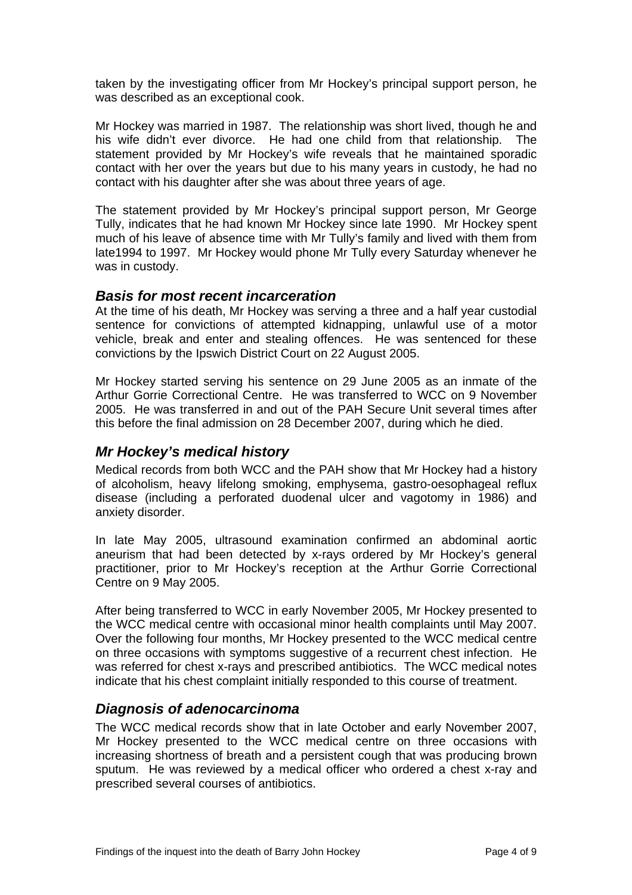taken by the investigating officer from Mr Hockey's principal support person, he was described as an exceptional cook.

Mr Hockey was married in 1987. The relationship was short lived, though he and his wife didn't ever divorce. He had one child from that relationship. The statement provided by Mr Hockey's wife reveals that he maintained sporadic contact with her over the years but due to his many years in custody, he had no contact with his daughter after she was about three years of age.

The statement provided by Mr Hockey's principal support person, Mr George Tully, indicates that he had known Mr Hockey since late 1990. Mr Hockey spent much of his leave of absence time with Mr Tully's family and lived with them from late1994 to 1997. Mr Hockey would phone Mr Tully every Saturday whenever he was in custody.

### *Basis for most recent incarceration*

At the time of his death, Mr Hockey was serving a three and a half year custodial sentence for convictions of attempted kidnapping, unlawful use of a motor vehicle, break and enter and stealing offences. He was sentenced for these convictions by the Ipswich District Court on 22 August 2005.

Mr Hockey started serving his sentence on 29 June 2005 as an inmate of the Arthur Gorrie Correctional Centre. He was transferred to WCC on 9 November 2005. He was transferred in and out of the PAH Secure Unit several times after this before the final admission on 28 December 2007, during which he died.

### *Mr Hockey's medical history*

Medical records from both WCC and the PAH show that Mr Hockey had a history of alcoholism, heavy lifelong smoking, emphysema, gastro-oesophageal reflux disease (including a perforated duodenal ulcer and vagotomy in 1986) and anxiety disorder.

In late May 2005, ultrasound examination confirmed an abdominal aortic aneurism that had been detected by x-rays ordered by Mr Hockey's general practitioner, prior to Mr Hockey's reception at the Arthur Gorrie Correctional Centre on 9 May 2005.

After being transferred to WCC in early November 2005, Mr Hockey presented to the WCC medical centre with occasional minor health complaints until May 2007. Over the following four months, Mr Hockey presented to the WCC medical centre on three occasions with symptoms suggestive of a recurrent chest infection. He was referred for chest x-rays and prescribed antibiotics. The WCC medical notes indicate that his chest complaint initially responded to this course of treatment.

### *Diagnosis of adenocarcinoma*

The WCC medical records show that in late October and early November 2007, Mr Hockey presented to the WCC medical centre on three occasions with increasing shortness of breath and a persistent cough that was producing brown sputum. He was reviewed by a medical officer who ordered a chest x-ray and prescribed several courses of antibiotics.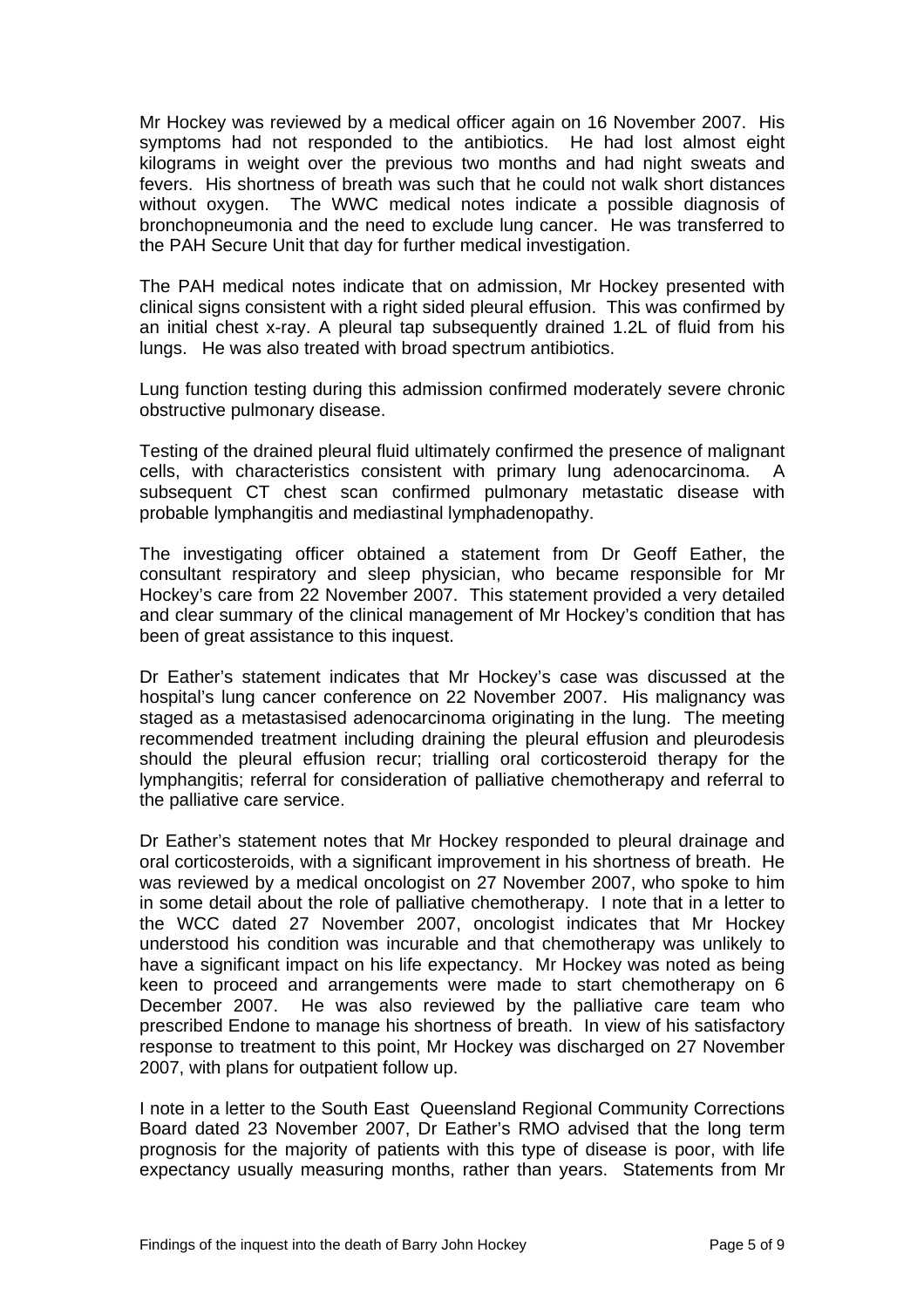Mr Hockey was reviewed by a medical officer again on 16 November 2007. His symptoms had not responded to the antibiotics. He had lost almost eight kilograms in weight over the previous two months and had night sweats and fevers. His shortness of breath was such that he could not walk short distances without oxygen. The WWC medical notes indicate a possible diagnosis of bronchopneumonia and the need to exclude lung cancer. He was transferred to the PAH Secure Unit that day for further medical investigation.

The PAH medical notes indicate that on admission, Mr Hockey presented with clinical signs consistent with a right sided pleural effusion. This was confirmed by an initial chest x-ray. A pleural tap subsequently drained 1.2L of fluid from his lungs. He was also treated with broad spectrum antibiotics.

Lung function testing during this admission confirmed moderately severe chronic obstructive pulmonary disease.

Testing of the drained pleural fluid ultimately confirmed the presence of malignant cells, with characteristics consistent with primary lung adenocarcinoma. A subsequent CT chest scan confirmed pulmonary metastatic disease with probable lymphangitis and mediastinal lymphadenopathy.

The investigating officer obtained a statement from Dr Geoff Eather, the consultant respiratory and sleep physician, who became responsible for Mr Hockey's care from 22 November 2007. This statement provided a very detailed and clear summary of the clinical management of Mr Hockey's condition that has been of great assistance to this inquest.

Dr Eather's statement indicates that Mr Hockey's case was discussed at the hospital's lung cancer conference on 22 November 2007. His malignancy was staged as a metastasised adenocarcinoma originating in the lung. The meeting recommended treatment including draining the pleural effusion and pleurodesis should the pleural effusion recur; trialling oral corticosteroid therapy for the lymphangitis; referral for consideration of palliative chemotherapy and referral to the palliative care service.

Dr Eather's statement notes that Mr Hockey responded to pleural drainage and oral corticosteroids, with a significant improvement in his shortness of breath. He was reviewed by a medical oncologist on 27 November 2007, who spoke to him in some detail about the role of palliative chemotherapy. I note that in a letter to the WCC dated 27 November 2007, oncologist indicates that Mr Hockey understood his condition was incurable and that chemotherapy was unlikely to have a significant impact on his life expectancy. Mr Hockey was noted as being keen to proceed and arrangements were made to start chemotherapy on 6 December 2007. He was also reviewed by the palliative care team who prescribed Endone to manage his shortness of breath. In view of his satisfactory response to treatment to this point, Mr Hockey was discharged on 27 November 2007, with plans for outpatient follow up.

I note in a letter to the South East Queensland Regional Community Corrections Board dated 23 November 2007, Dr Eather's RMO advised that the long term prognosis for the majority of patients with this type of disease is poor, with life expectancy usually measuring months, rather than years. Statements from Mr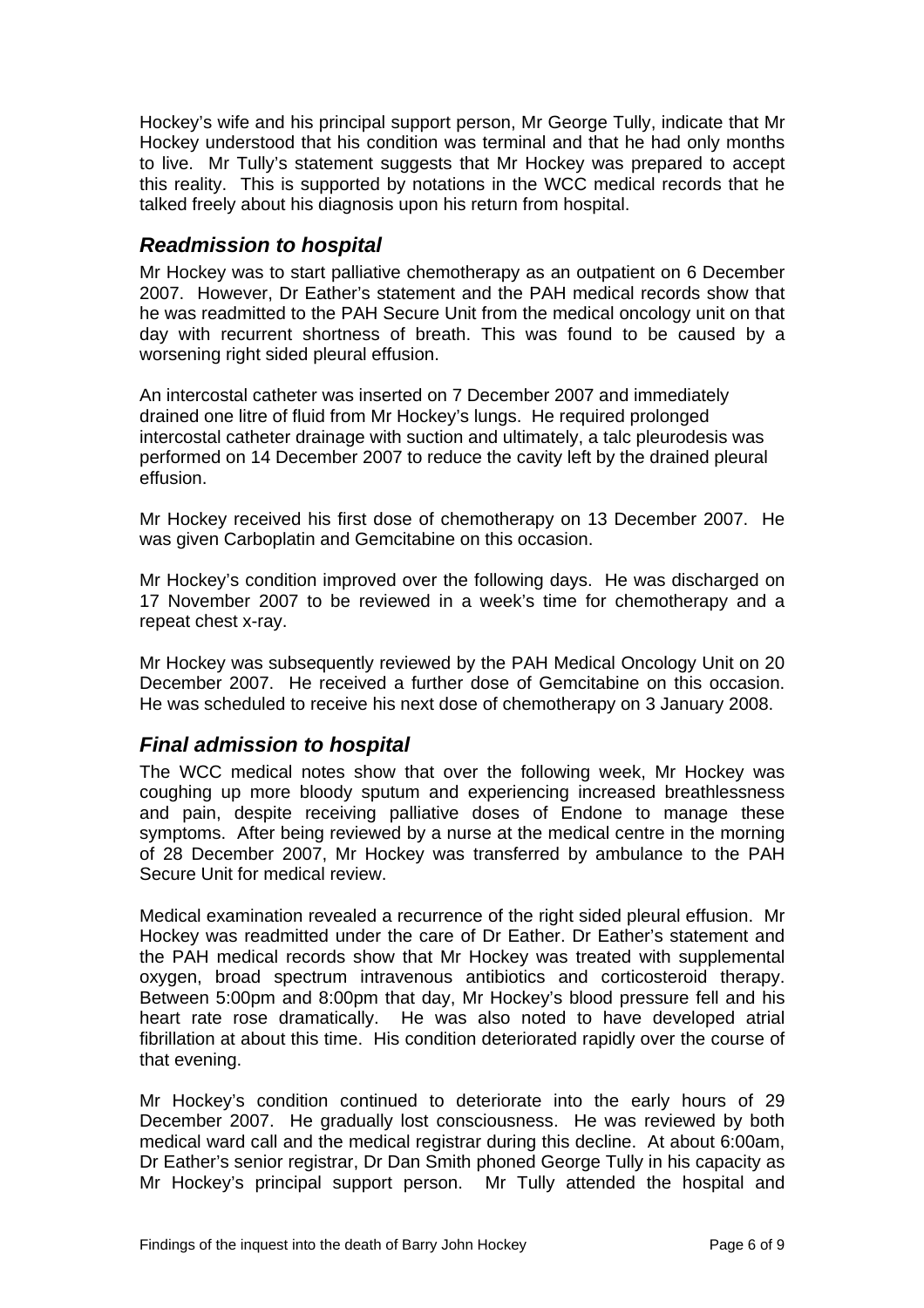Hockey's wife and his principal support person, Mr George Tully, indicate that Mr Hockey understood that his condition was terminal and that he had only months to live. Mr Tully's statement suggests that Mr Hockey was prepared to accept this reality. This is supported by notations in the WCC medical records that he talked freely about his diagnosis upon his return from hospital.

## *Readmission to hospital*

Mr Hockey was to start palliative chemotherapy as an outpatient on 6 December 2007. However, Dr Eather's statement and the PAH medical records show that he was readmitted to the PAH Secure Unit from the medical oncology unit on that day with recurrent shortness of breath. This was found to be caused by a worsening right sided pleural effusion.

An intercostal catheter was inserted on 7 December 2007 and immediately drained one litre of fluid from Mr Hockey's lungs. He required prolonged intercostal catheter drainage with suction and ultimately, a talc pleurodesis was performed on 14 December 2007 to reduce the cavity left by the drained pleural effusion.

Mr Hockey received his first dose of chemotherapy on 13 December 2007. He was given Carboplatin and Gemcitabine on this occasion.

Mr Hockey's condition improved over the following days. He was discharged on 17 November 2007 to be reviewed in a week's time for chemotherapy and a repeat chest x-ray.

Mr Hockey was subsequently reviewed by the PAH Medical Oncology Unit on 20 December 2007. He received a further dose of Gemcitabine on this occasion. He was scheduled to receive his next dose of chemotherapy on 3 January 2008.

## *Final admission to hospital*

The WCC medical notes show that over the following week, Mr Hockey was coughing up more bloody sputum and experiencing increased breathlessness and pain, despite receiving palliative doses of Endone to manage these symptoms. After being reviewed by a nurse at the medical centre in the morning of 28 December 2007, Mr Hockey was transferred by ambulance to the PAH Secure Unit for medical review.

Medical examination revealed a recurrence of the right sided pleural effusion. Mr Hockey was readmitted under the care of Dr Eather. Dr Eather's statement and the PAH medical records show that Mr Hockey was treated with supplemental oxygen, broad spectrum intravenous antibiotics and corticosteroid therapy. Between 5:00pm and 8:00pm that day, Mr Hockey's blood pressure fell and his heart rate rose dramatically. He was also noted to have developed atrial fibrillation at about this time. His condition deteriorated rapidly over the course of that evening.

Mr Hockey's condition continued to deteriorate into the early hours of 29 December 2007. He gradually lost consciousness. He was reviewed by both medical ward call and the medical registrar during this decline. At about 6:00am, Dr Eather's senior registrar, Dr Dan Smith phoned George Tully in his capacity as Mr Hockey's principal support person. Mr Tully attended the hospital and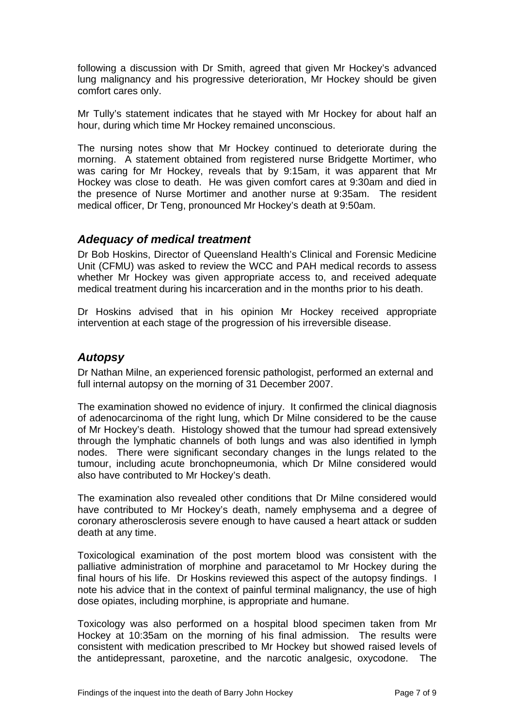following a discussion with Dr Smith, agreed that given Mr Hockey's advanced lung malignancy and his progressive deterioration, Mr Hockey should be given comfort cares only.

Mr Tully's statement indicates that he stayed with Mr Hockey for about half an hour, during which time Mr Hockey remained unconscious.

The nursing notes show that Mr Hockey continued to deteriorate during the morning. A statement obtained from registered nurse Bridgette Mortimer, who was caring for Mr Hockey, reveals that by 9:15am, it was apparent that Mr Hockey was close to death. He was given comfort cares at 9:30am and died in the presence of Nurse Mortimer and another nurse at 9:35am. The resident medical officer, Dr Teng, pronounced Mr Hockey's death at 9:50am.

## *Adequacy of medical treatment*

Dr Bob Hoskins, Director of Queensland Health's Clinical and Forensic Medicine Unit (CFMU) was asked to review the WCC and PAH medical records to assess whether Mr Hockey was given appropriate access to, and received adequate medical treatment during his incarceration and in the months prior to his death.

Dr Hoskins advised that in his opinion Mr Hockey received appropriate intervention at each stage of the progression of his irreversible disease.

## *Autopsy*

Dr Nathan Milne, an experienced forensic pathologist, performed an external and full internal autopsy on the morning of 31 December 2007.

The examination showed no evidence of injury. It confirmed the clinical diagnosis of adenocarcinoma of the right lung, which Dr Milne considered to be the cause of Mr Hockey's death. Histology showed that the tumour had spread extensively through the lymphatic channels of both lungs and was also identified in lymph nodes. There were significant secondary changes in the lungs related to the tumour, including acute bronchopneumonia, which Dr Milne considered would also have contributed to Mr Hockey's death.

The examination also revealed other conditions that Dr Milne considered would have contributed to Mr Hockey's death, namely emphysema and a degree of coronary atherosclerosis severe enough to have caused a heart attack or sudden death at any time.

Toxicological examination of the post mortem blood was consistent with the palliative administration of morphine and paracetamol to Mr Hockey during the final hours of his life. Dr Hoskins reviewed this aspect of the autopsy findings. I note his advice that in the context of painful terminal malignancy, the use of high dose opiates, including morphine, is appropriate and humane.

Toxicology was also performed on a hospital blood specimen taken from Mr Hockey at 10:35am on the morning of his final admission. The results were consistent with medication prescribed to Mr Hockey but showed raised levels of the antidepressant, paroxetine, and the narcotic analgesic, oxycodone. The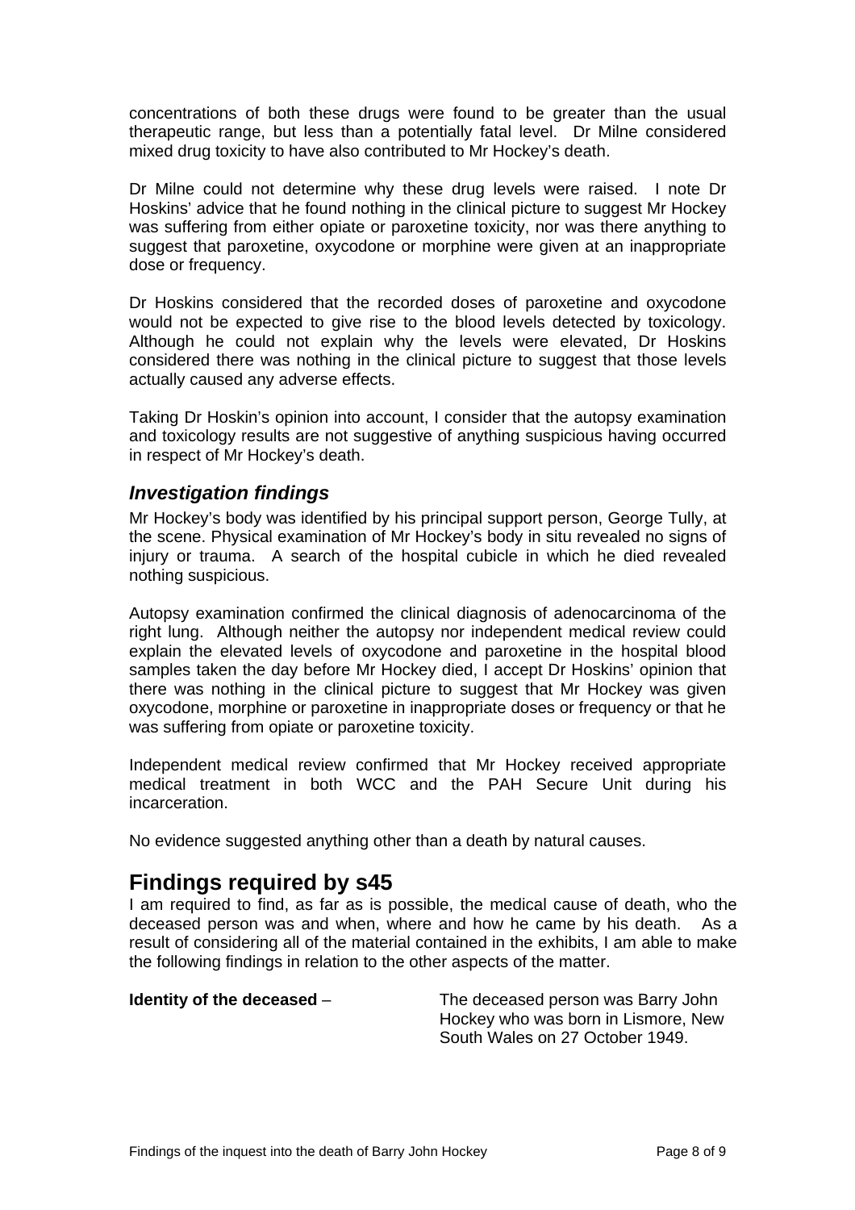concentrations of both these drugs were found to be greater than the usual therapeutic range, but less than a potentially fatal level. Dr Milne considered mixed drug toxicity to have also contributed to Mr Hockey's death.

Dr Milne could not determine why these drug levels were raised. I note Dr Hoskins' advice that he found nothing in the clinical picture to suggest Mr Hockey was suffering from either opiate or paroxetine toxicity, nor was there anything to suggest that paroxetine, oxycodone or morphine were given at an inappropriate dose or frequency.

Dr Hoskins considered that the recorded doses of paroxetine and oxycodone would not be expected to give rise to the blood levels detected by toxicology. Although he could not explain why the levels were elevated, Dr Hoskins considered there was nothing in the clinical picture to suggest that those levels actually caused any adverse effects.

Taking Dr Hoskin's opinion into account, I consider that the autopsy examination and toxicology results are not suggestive of anything suspicious having occurred in respect of Mr Hockey's death.

### *Investigation findings*

Mr Hockey's body was identified by his principal support person, George Tully, at the scene. Physical examination of Mr Hockey's body in situ revealed no signs of injury or trauma. A search of the hospital cubicle in which he died revealed nothing suspicious.

Autopsy examination confirmed the clinical diagnosis of adenocarcinoma of the right lung. Although neither the autopsy nor independent medical review could explain the elevated levels of oxycodone and paroxetine in the hospital blood samples taken the day before Mr Hockey died, I accept Dr Hoskins' opinion that there was nothing in the clinical picture to suggest that Mr Hockey was given oxycodone, morphine or paroxetine in inappropriate doses or frequency or that he was suffering from opiate or paroxetine toxicity.

Independent medical review confirmed that Mr Hockey received appropriate medical treatment in both WCC and the PAH Secure Unit during his incarceration.

No evidence suggested anything other than a death by natural causes.

## Findings required by s45

I am required to find, as far as is possible, the medical cause of death, who the deceased person was and when, where and how he came by his death. As a result of considering all of the material contained in the exhibits, I am able to make the following findings in relation to the other aspects of the matter.

**Identity of the deceased** – The deceased person was Barry John Hockey who was born in Lismore, New South Wales on 27 October 1949.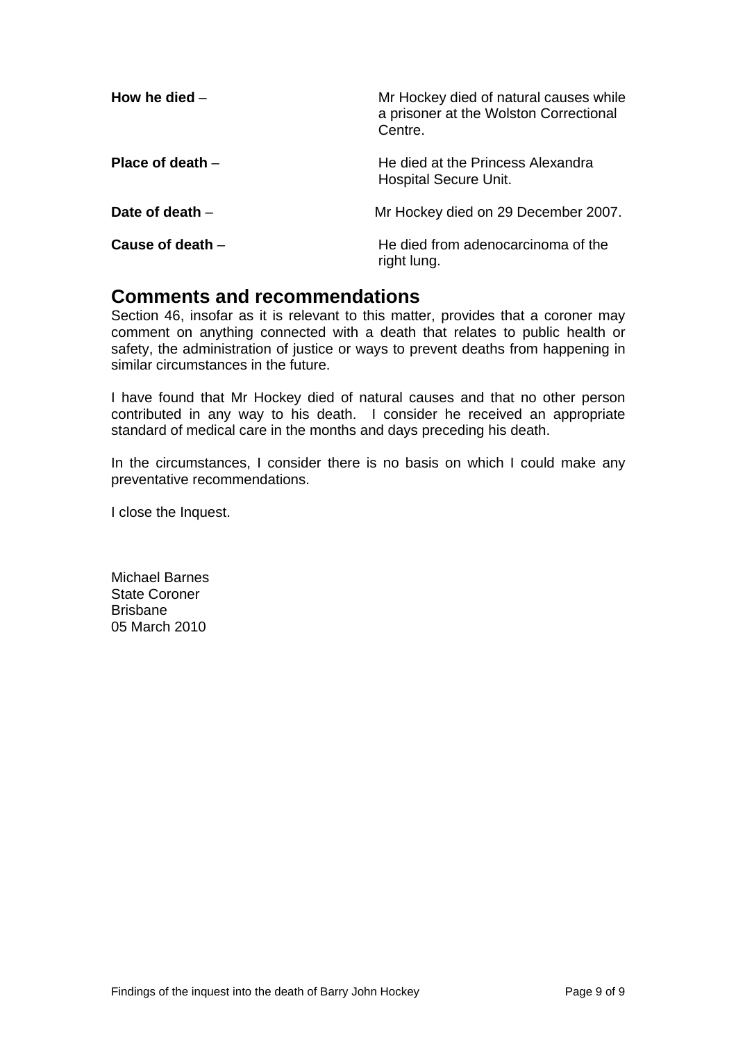**How he died** – Mr Hockey died of natural causes while a prisoner at the Wolston Correctional Centre.

**Place of death** – He died at the Princess Alexandra Hospital Secure Unit.

**Date of death** – Mr Hockey died on 29 December 2007.

**Cause of death** – He died from adenocarcinoma of the right lung.

## Comments and recommendations

Section 46, insofar as it is relevant to this matter, provides that a coroner may comment on anything connected with a death that relates to public health or safety, the administration of justice or ways to prevent deaths from happening in similar circumstances in the future.

I have found that Mr Hockey died of natural causes and that no other person contributed in any way to his death. I consider he received an appropriate standard of medical care in the months and days preceding his death.

In the circumstances, I consider there is no basis on which I could make any preventative recommendations.

I close the Inquest.

Michael Barnes
State Coroner
Brisbane
05 March 2010